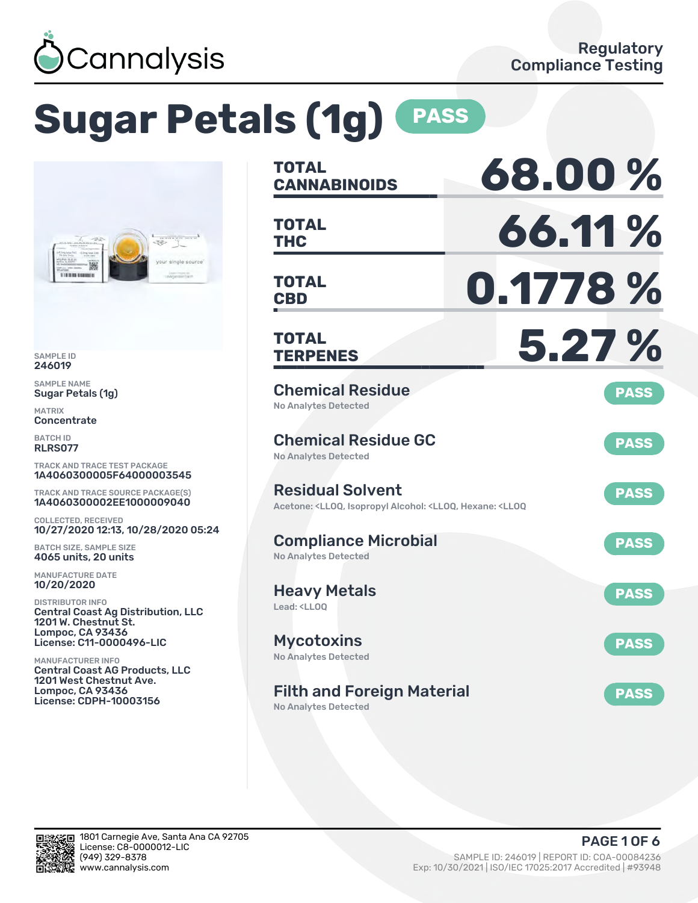Cannalysis

Regulatory Compliance Testing

# Sugar Petals (1g) PASS

SAMPLE ID
246019

SAMPLE NAME
Sugar Petals (1g)

MATRIX
Concentrate

BATCH ID
RLRS077

TRACK AND TRACE TEST PACKAGE
1A4060300005F64000003545

TRACK AND TRACE SOURCE PACKAGE(S)
1A4060300002EE1000009040

COLLECTED, RECEIVED
10/27/2020 12:13, 10/28/2020 05:24

BATCH SIZE, SAMPLE SIZE
4065 units, 20 units

MANUFACTURE DATE
10/20/2020

DISTRIBUTOR INFO
Central Coast Ag Distribution, LLC
1201 W. Chestnut St.
Lompoc, CA 93436
License: C11-0000496-LIC

MANUFACTURER INFO
Central Coast AG Products, LLC
1201 West Chestnut Ave.
Lompoc, CA 93436
License: CDPH-10003156

| | |
|---|---|
| **TOTAL CANNABINOIDS** | **68.00 %** |
| **TOTAL THC** | **66.11 %** |
| **TOTAL CBD** | **0.1778 %** |
| **TOTAL TERPENES** | **5.27 %** |

## Chemical Residue — PASS
No Analytes Detected

## Chemical Residue GC — PASS
No Analytes Detected

## Residual Solvent — PASS
Acetone: <LLOQ, Isopropyl Alcohol: <LLOQ, Hexane: <LLOQ

## Compliance Microbial — PASS
No Analytes Detected

## Heavy Metals — PASS
Lead: <LLOQ

## Mycotoxins — PASS
No Analytes Detected

## Filth and Foreign Material — PASS
No Analytes Detected

1801 Carnegie Ave, Santa Ana CA 92705
License: C8-0000012-LIC
(949) 329-8378
www.cannalysis.com

SAMPLE ID: 246019 | REPORT ID: COA-00084236
Exp: 10/30/2021 | ISO/IEC 17025:2017 Accredited | #93948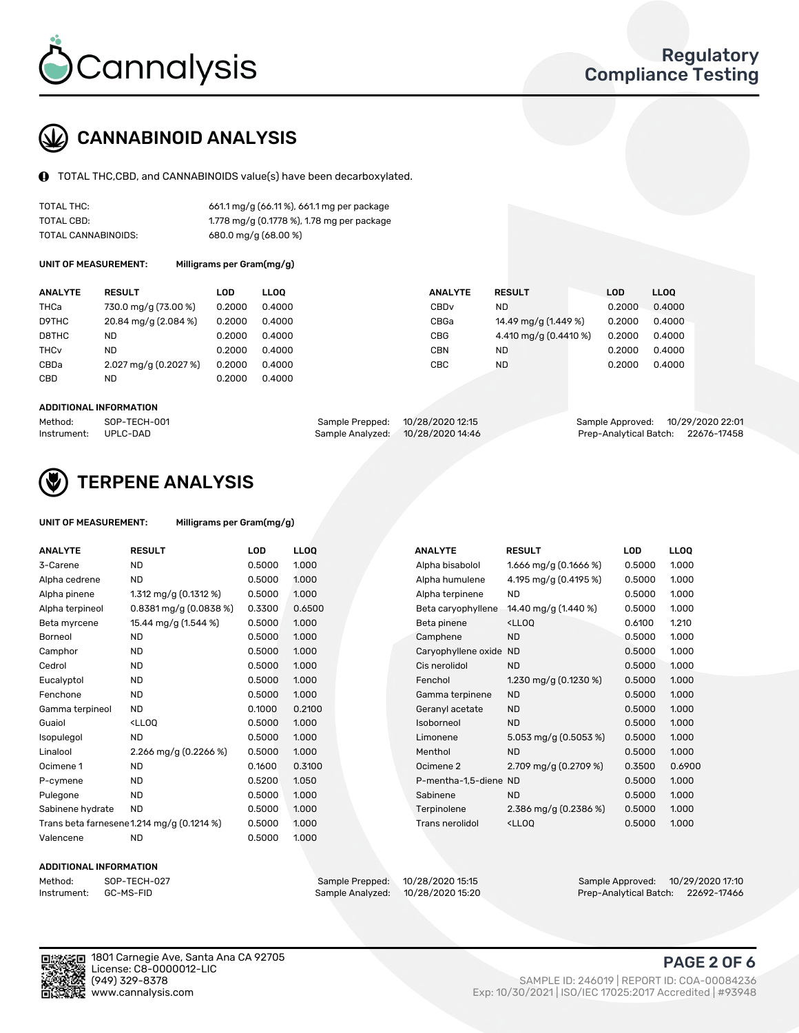# CANNABINOID ANALYSIS

TOTAL THC,CBD, and CANNABINOIDS value(s) have been decarboxylated.

| | |
|---|---|
| TOTAL THC: | 661.1 mg/g (66.11 %), 661.1 mg per package |
| TOTAL CBD: | 1.778 mg/g (0.1778 %), 1.78 mg per package |
| TOTAL CANNABINOIDS: | 680.0 mg/g (68.00 %) |

**UNIT OF MEASUREMENT:** Milligrams per Gram(mg/g)

| ANALYTE | RESULT | LOD | LLOQ | ANALYTE | RESULT | LOD | LLOQ |
|---|---|---|---|---|---|---|---|
| THCa | 730.0 mg/g (73.00 %) | 0.2000 | 0.4000 | CBDv | ND | 0.2000 | 0.4000 |
| D9THC | 20.84 mg/g (2.084 %) | 0.2000 | 0.4000 | CBGa | 14.49 mg/g (1.449 %) | 0.2000 | 0.4000 |
| D8THC | ND | 0.2000 | 0.4000 | CBG | 4.410 mg/g (0.4410 %) | 0.2000 | 0.4000 |
| THCv | ND | 0.2000 | 0.4000 | CBN | ND | 0.2000 | 0.4000 |
| CBDa | 2.027 mg/g (0.2027 %) | 0.2000 | 0.4000 | CBC | ND | 0.2000 | 0.4000 |
| CBD | ND | 0.2000 | 0.4000 | | | | |

**ADDITIONAL INFORMATION**

| | | | | | |
|---|---|---|---|---|---|
| Method: | SOP-TECH-001 | Sample Prepped: | 10/28/2020 12:15 | Sample Approved: | 10/29/2020 22:01 |
| Instrument: | UPLC-DAD | Sample Analyzed: | 10/28/2020 14:46 | Prep-Analytical Batch: | 22676-17458 |

# TERPENE ANALYSIS

**UNIT OF MEASUREMENT:** Milligrams per Gram(mg/g)

| ANALYTE | RESULT | LOD | LLOQ | ANALYTE | RESULT | LOD | LLOQ |
|---|---|---|---|---|---|---|---|
| 3-Carene | ND | 0.5000 | 1.000 | Alpha bisabolol | 1.666 mg/g (0.1666 %) | 0.5000 | 1.000 |
| Alpha cedrene | ND | 0.5000 | 1.000 | Alpha humulene | 4.195 mg/g (0.4195 %) | 0.5000 | 1.000 |
| Alpha pinene | 1.312 mg/g (0.1312 %) | 0.5000 | 1.000 | Alpha terpinene | ND | 0.5000 | 1.000 |
| Alpha terpineol | 0.8381 mg/g (0.0838 %) | 0.3300 | 0.6500 | Beta caryophyllene | 14.40 mg/g (1.440 %) | 0.5000 | 1.000 |
| Beta myrcene | 15.44 mg/g (1.544 %) | 0.5000 | 1.000 | Beta pinene | <LLOQ | 0.6100 | 1.210 |
| Borneol | ND | 0.5000 | 1.000 | Camphene | ND | 0.5000 | 1.000 |
| Camphor | ND | 0.5000 | 1.000 | Caryophyllene oxide | ND | 0.5000 | 1.000 |
| Cedrol | ND | 0.5000 | 1.000 | Cis nerolidol | ND | 0.5000 | 1.000 |
| Eucalyptol | ND | 0.5000 | 1.000 | Fenchol | 1.230 mg/g (0.1230 %) | 0.5000 | 1.000 |
| Fenchone | ND | 0.5000 | 1.000 | Gamma terpinene | ND | 0.5000 | 1.000 |
| Gamma terpineol | ND | 0.1000 | 0.2100 | Geranyl acetate | ND | 0.5000 | 1.000 |
| Guaiol | <LLOQ | 0.5000 | 1.000 | Isoborneol | ND | 0.5000 | 1.000 |
| Isopulegol | ND | 0.5000 | 1.000 | Limonene | 5.053 mg/g (0.5053 %) | 0.5000 | 1.000 |
| Linalool | 2.266 mg/g (0.2266 %) | 0.5000 | 1.000 | Menthol | ND | 0.5000 | 1.000 |
| Ocimene 1 | ND | 0.1600 | 0.3100 | Ocimene 2 | 2.709 mg/g (0.2709 %) | 0.3500 | 0.6900 |
| P-cymene | ND | 0.5200 | 1.050 | P-mentha-1,5-diene | ND | 0.5000 | 1.000 |
| Pulegone | ND | 0.5000 | 1.000 | Sabinene | ND | 0.5000 | 1.000 |
| Sabinene hydrate | ND | 0.5000 | 1.000 | Terpinolene | 2.386 mg/g (0.2386 %) | 0.5000 | 1.000 |
| Trans beta farnesene | 1.214 mg/g (0.1214 %) | 0.5000 | 1.000 | Trans nerolidol | <LLOQ | 0.5000 | 1.000 |
| Valencene | ND | 0.5000 | 1.000 | | | | |

**ADDITIONAL INFORMATION**

| | | | | | |
|---|---|---|---|---|---|
| Method: | SOP-TECH-027 | Sample Prepped: | 10/28/2020 15:15 | Sample Approved: | 10/29/2020 17:10 |
| Instrument: | GC-MS-FID | Sample Analyzed: | 10/28/2020 15:20 | Prep-Analytical Batch: | 22692-17466 |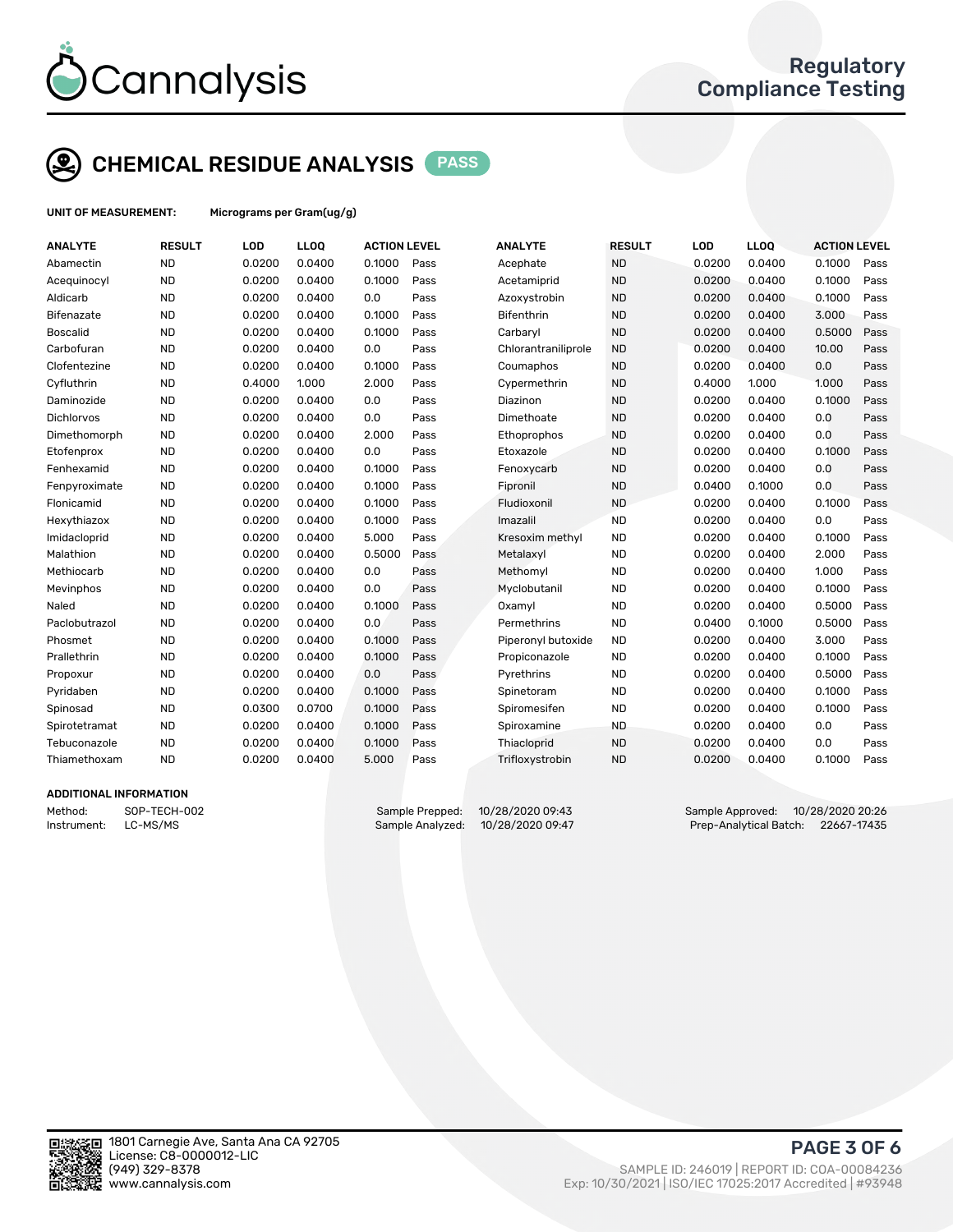# Cannalysis

Regulatory Compliance Testing

## CHEMICAL RESIDUE ANALYSIS PASS

**UNIT OF MEASUREMENT:** Micrograms per Gram(ug/g)

| ANALYTE | RESULT | LOD | LLOQ | ACTION LEVEL | | ANALYTE | RESULT | LOD | LLOQ | ACTION LEVEL | |
|---|---|---|---|---|---|---|---|---|---|---|---|
| Abamectin | ND | 0.0200 | 0.0400 | 0.1000 | Pass | Acephate | ND | 0.0200 | 0.0400 | 0.1000 | Pass |
| Acequinocyl | ND | 0.0200 | 0.0400 | 0.1000 | Pass | Acetamiprid | ND | 0.0200 | 0.0400 | 0.1000 | Pass |
| Aldicarb | ND | 0.0200 | 0.0400 | 0.0 | Pass | Azoxystrobin | ND | 0.0200 | 0.0400 | 0.1000 | Pass |
| Bifenazate | ND | 0.0200 | 0.0400 | 0.1000 | Pass | Bifenthrin | ND | 0.0200 | 0.0400 | 3.000 | Pass |
| Boscalid | ND | 0.0200 | 0.0400 | 0.1000 | Pass | Carbaryl | ND | 0.0200 | 0.0400 | 0.5000 | Pass |
| Carbofuran | ND | 0.0200 | 0.0400 | 0.0 | Pass | Chlorantraniliprole | ND | 0.0200 | 0.0400 | 10.00 | Pass |
| Clofentezine | ND | 0.0200 | 0.0400 | 0.1000 | Pass | Coumaphos | ND | 0.0200 | 0.0400 | 0.0 | Pass |
| Cyfluthrin | ND | 0.4000 | 1.000 | 2.000 | Pass | Cypermethrin | ND | 0.4000 | 1.000 | 1.000 | Pass |
| Daminozide | ND | 0.0200 | 0.0400 | 0.0 | Pass | Diazinon | ND | 0.0200 | 0.0400 | 0.1000 | Pass |
| Dichlorvos | ND | 0.0200 | 0.0400 | 0.0 | Pass | Dimethoate | ND | 0.0200 | 0.0400 | 0.0 | Pass |
| Dimethomorph | ND | 0.0200 | 0.0400 | 2.000 | Pass | Ethoprophos | ND | 0.0200 | 0.0400 | 0.0 | Pass |
| Etofenprox | ND | 0.0200 | 0.0400 | 0.0 | Pass | Etoxazole | ND | 0.0200 | 0.0400 | 0.1000 | Pass |
| Fenhexamid | ND | 0.0200 | 0.0400 | 0.1000 | Pass | Fenoxycarb | ND | 0.0200 | 0.0400 | 0.0 | Pass |
| Fenpyroximate | ND | 0.0200 | 0.0400 | 0.1000 | Pass | Fipronil | ND | 0.0400 | 0.1000 | 0.0 | Pass |
| Flonicamid | ND | 0.0200 | 0.0400 | 0.1000 | Pass | Fludioxonil | ND | 0.0200 | 0.0400 | 0.1000 | Pass |
| Hexythiazox | ND | 0.0200 | 0.0400 | 0.1000 | Pass | Imazalil | ND | 0.0200 | 0.0400 | 0.0 | Pass |
| Imidacloprid | ND | 0.0200 | 0.0400 | 5.000 | Pass | Kresoxim methyl | ND | 0.0200 | 0.0400 | 0.1000 | Pass |
| Malathion | ND | 0.0200 | 0.0400 | 0.5000 | Pass | Metalaxyl | ND | 0.0200 | 0.0400 | 2.000 | Pass |
| Methiocarb | ND | 0.0200 | 0.0400 | 0.0 | Pass | Methomyl | ND | 0.0200 | 0.0400 | 1.000 | Pass |
| Mevinphos | ND | 0.0200 | 0.0400 | 0.0 | Pass | Myclobutanil | ND | 0.0200 | 0.0400 | 0.1000 | Pass |
| Naled | ND | 0.0200 | 0.0400 | 0.1000 | Pass | Oxamyl | ND | 0.0200 | 0.0400 | 0.5000 | Pass |
| Paclobutrazol | ND | 0.0200 | 0.0400 | 0.0 | Pass | Permethrins | ND | 0.0400 | 0.1000 | 0.5000 | Pass |
| Phosmet | ND | 0.0200 | 0.0400 | 0.1000 | Pass | Piperonyl butoxide | ND | 0.0200 | 0.0400 | 3.000 | Pass |
| Prallethrin | ND | 0.0200 | 0.0400 | 0.1000 | Pass | Propiconazole | ND | 0.0200 | 0.0400 | 0.1000 | Pass |
| Propoxur | ND | 0.0200 | 0.0400 | 0.0 | Pass | Pyrethrins | ND | 0.0200 | 0.0400 | 0.5000 | Pass |
| Pyridaben | ND | 0.0200 | 0.0400 | 0.1000 | Pass | Spinetoram | ND | 0.0200 | 0.0400 | 0.1000 | Pass |
| Spinosad | ND | 0.0300 | 0.0700 | 0.1000 | Pass | Spiromesifen | ND | 0.0200 | 0.0400 | 0.1000 | Pass |
| Spirotetramat | ND | 0.0200 | 0.0400 | 0.1000 | Pass | Spiroxamine | ND | 0.0200 | 0.0400 | 0.0 | Pass |
| Tebuconazole | ND | 0.0200 | 0.0400 | 0.1000 | Pass | Thiacloprid | ND | 0.0200 | 0.0400 | 0.0 | Pass |
| Thiamethoxam | ND | 0.0200 | 0.0400 | 5.000 | Pass | Trifloxystrobin | ND | 0.0200 | 0.0400 | 0.1000 | Pass |

### ADDITIONAL INFORMATION

Method: SOP-TECH-002
Instrument: LC-MS/MS

Sample Prepped: 10/28/2020 09:43
Sample Analyzed: 10/28/2020 09:47

Sample Approved: 10/28/2020 20:26
Prep-Analytical Batch: 22667-17435

1801 Carnegie Ave, Santa Ana CA 92705
License: C8-0000012-LIC
(949) 329-8378
www.cannalysis.com

SAMPLE ID: 246019 | REPORT ID: COA-00084236
Exp: 10/30/2021 | ISO/IEC 17025:2017 Accredited | #93948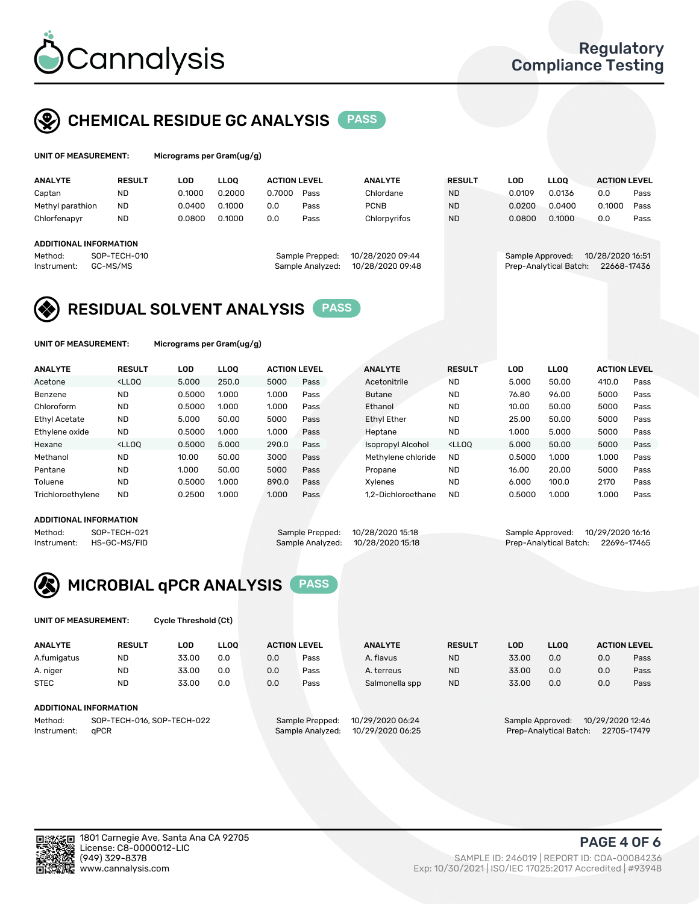# Cannalysis

Regulatory Compliance Testing

## CHEMICAL RESIDUE GC ANALYSIS PASS

**UNIT OF MEASUREMENT:** Micrograms per Gram(ug/g)

| ANALYTE | RESULT | LOD | LLOQ | ACTION LEVEL | | ANALYTE | RESULT | LOD | LLOQ | ACTION LEVEL | |
|---|---|---|---|---|---|---|---|---|---|---|---|
| Captan | ND | 0.1000 | 0.2000 | 0.7000 | Pass | Chlordane | ND | 0.0109 | 0.0136 | 0.0 | Pass |
| Methyl parathion | ND | 0.0400 | 0.1000 | 0.0 | Pass | PCNB | ND | 0.0200 | 0.0400 | 0.1000 | Pass |
| Chlorfenapyr | ND | 0.0800 | 0.1000 | 0.0 | Pass | Chlorpyrifos | ND | 0.0800 | 0.1000 | 0.0 | Pass |

**ADDITIONAL INFORMATION**

Method: SOP-TECH-010
Instrument: GC-MS/MS
Sample Prepped: 10/28/2020 09:44
Sample Analyzed: 10/28/2020 09:48
Sample Approved: 10/28/2020 16:51
Prep-Analytical Batch: 22668-17436

## RESIDUAL SOLVENT ANALYSIS PASS

**UNIT OF MEASUREMENT:** Micrograms per Gram(ug/g)

| ANALYTE | RESULT | LOD | LLOQ | ACTION LEVEL | | ANALYTE | RESULT | LOD | LLOQ | ACTION LEVEL | |
|---|---|---|---|---|---|---|---|---|---|---|---|
| Acetone | <LLOQ | 5.000 | 250.0 | 5000 | Pass | Acetonitrile | ND | 5.000 | 50.00 | 410.0 | Pass |
| Benzene | ND | 0.5000 | 1.000 | 1.000 | Pass | Butane | ND | 76.80 | 96.00 | 5000 | Pass |
| Chloroform | ND | 0.5000 | 1.000 | 1.000 | Pass | Ethanol | ND | 10.00 | 50.00 | 5000 | Pass |
| Ethyl Acetate | ND | 5.000 | 50.00 | 5000 | Pass | Ethyl Ether | ND | 25.00 | 50.00 | 5000 | Pass |
| Ethylene oxide | ND | 0.5000 | 1.000 | 1.000 | Pass | Heptane | ND | 1.000 | 5.000 | 5000 | Pass |
| Hexane | <LLOQ | 0.5000 | 5.000 | 290.0 | Pass | Isopropyl Alcohol | <LLOQ | 5.000 | 50.00 | 5000 | Pass |
| Methanol | ND | 10.00 | 50.00 | 3000 | Pass | Methylene chloride | ND | 0.5000 | 1.000 | 1.000 | Pass |
| Pentane | ND | 1.000 | 50.00 | 5000 | Pass | Propane | ND | 16.00 | 20.00 | 5000 | Pass |
| Toluene | ND | 0.5000 | 1.000 | 890.0 | Pass | Xylenes | ND | 6.000 | 100.0 | 2170 | Pass |
| Trichloroethylene | ND | 0.2500 | 1.000 | 1.000 | Pass | 1,2-Dichloroethane | ND | 0.5000 | 1.000 | 1.000 | Pass |

**ADDITIONAL INFORMATION**

Method: SOP-TECH-021
Instrument: HS-GC-MS/FID
Sample Prepped: 10/28/2020 15:18
Sample Analyzed: 10/28/2020 15:18
Sample Approved: 10/29/2020 16:16
Prep-Analytical Batch: 22696-17465

## MICROBIAL qPCR ANALYSIS PASS

**UNIT OF MEASUREMENT:** Cycle Threshold (Ct)

| ANALYTE | RESULT | LOD | LLOQ | ACTION LEVEL | | ANALYTE | RESULT | LOD | LLOQ | ACTION LEVEL | |
|---|---|---|---|---|---|---|---|---|---|---|---|
| A.fumigatus | ND | 33.00 | 0.0 | 0.0 | Pass | A. flavus | ND | 33.00 | 0.0 | 0.0 | Pass |
| A. niger | ND | 33.00 | 0.0 | 0.0 | Pass | A. terreus | ND | 33.00 | 0.0 | 0.0 | Pass |
| STEC | ND | 33.00 | 0.0 | 0.0 | Pass | Salmonella spp | ND | 33.00 | 0.0 | 0.0 | Pass |

**ADDITIONAL INFORMATION**

Method: SOP-TECH-016, SOP-TECH-022
Instrument: qPCR
Sample Prepped: 10/29/2020 06:24
Sample Analyzed: 10/29/2020 06:25
Sample Approved: 10/29/2020 12:46
Prep-Analytical Batch: 22705-17479

1801 Carnegie Ave, Santa Ana CA 92705
License: C8-0000012-LIC
(949) 329-8378
www.cannalysis.com

SAMPLE ID: 246019 | REPORT ID: COA-00084236
Exp: 10/30/2021 | ISO/IEC 17025:2017 Accredited | #93948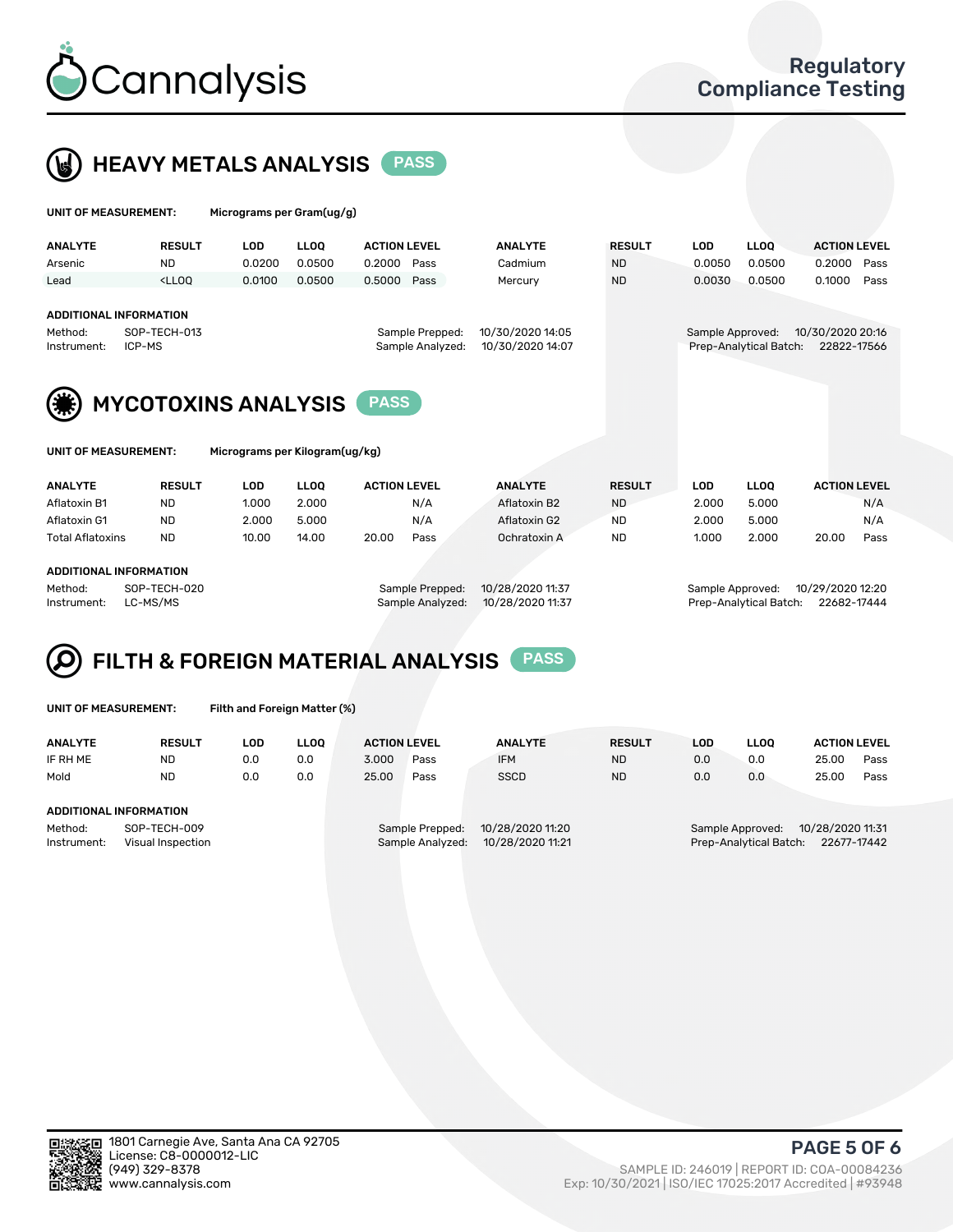# Cannalysis

Regulatory Compliance Testing

## HEAVY METALS ANALYSIS PASS

**UNIT OF MEASUREMENT:** Micrograms per Gram(ug/g)

| ANALYTE | RESULT | LOD | LLOQ | ACTION LEVEL | | ANALYTE | RESULT | LOD | LLOQ | ACTION LEVEL | |
|---|---|---|---|---|---|---|---|---|---|---|---|
| Arsenic | ND | 0.0200 | 0.0500 | 0.2000 | Pass | Cadmium | ND | 0.0050 | 0.0500 | 0.2000 | Pass |
| Lead | <LLOQ | 0.0100 | 0.0500 | 0.5000 | Pass | Mercury | ND | 0.0030 | 0.0500 | 0.1000 | Pass |

**ADDITIONAL INFORMATION**

Method: SOP-TECH-013
Instrument: ICP-MS
Sample Prepped: 10/30/2020 14:05
Sample Analyzed: 10/30/2020 14:07
Sample Approved: 10/30/2020 20:16
Prep-Analytical Batch: 22822-17566

## MYCOTOXINS ANALYSIS PASS

**UNIT OF MEASUREMENT:** Micrograms per Kilogram(ug/kg)

| ANALYTE | RESULT | LOD | LLOQ | ACTION LEVEL | | ANALYTE | RESULT | LOD | LLOQ | ACTION LEVEL | |
|---|---|---|---|---|---|---|---|---|---|---|---|
| Aflatoxin B1 | ND | 1.000 | 2.000 | | N/A | Aflatoxin B2 | ND | 2.000 | 5.000 | | N/A |
| Aflatoxin G1 | ND | 2.000 | 5.000 | | N/A | Aflatoxin G2 | ND | 2.000 | 5.000 | | N/A |
| Total Aflatoxins | ND | 10.00 | 14.00 | 20.00 | Pass | Ochratoxin A | ND | 1.000 | 2.000 | 20.00 | Pass |

**ADDITIONAL INFORMATION**

Method: SOP-TECH-020
Instrument: LC-MS/MS
Sample Prepped: 10/28/2020 11:37
Sample Analyzed: 10/28/2020 11:37
Sample Approved: 10/29/2020 12:20
Prep-Analytical Batch: 22682-17444

## FILTH & FOREIGN MATERIAL ANALYSIS PASS

**UNIT OF MEASUREMENT:** Filth and Foreign Matter (%)

| ANALYTE | RESULT | LOD | LLOQ | ACTION LEVEL | | ANALYTE | RESULT | LOD | LLOQ | ACTION LEVEL | |
|---|---|---|---|---|---|---|---|---|---|---|---|
| IF RH ME | ND | 0.0 | 0.0 | 3.000 | Pass | IFM | ND | 0.0 | 0.0 | 25.00 | Pass |
| Mold | ND | 0.0 | 0.0 | 25.00 | Pass | SSCD | ND | 0.0 | 0.0 | 25.00 | Pass |

**ADDITIONAL INFORMATION**

Method: SOP-TECH-009
Instrument: Visual Inspection
Sample Prepped: 10/28/2020 11:20
Sample Analyzed: 10/28/2020 11:21
Sample Approved: 10/28/2020 11:31
Prep-Analytical Batch: 22677-17442

1801 Carnegie Ave, Santa Ana CA 92705
License: C8-0000012-LIC
(949) 329-8378
www.cannalysis.com

SAMPLE ID: 246019 | REPORT ID: COA-00084236
Exp: 10/30/2021 | ISO/IEC 17025:2017 Accredited | #93948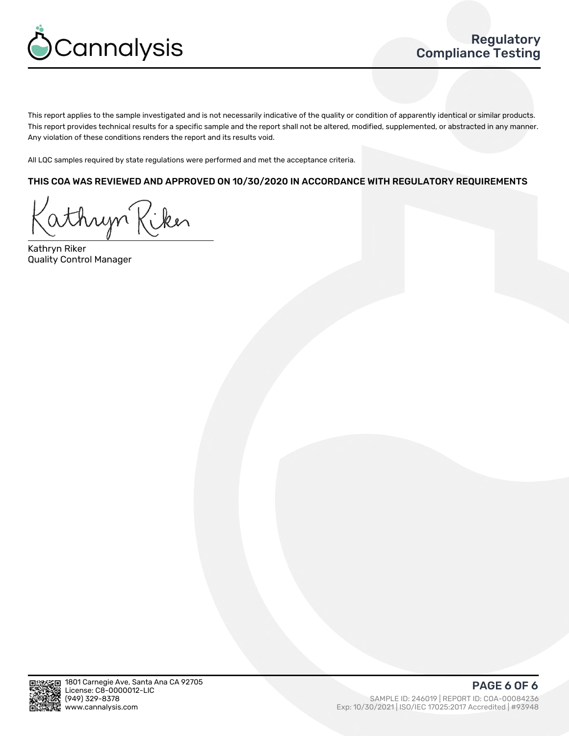This report applies to the sample investigated and is not necessarily indicative of the quality or condition of apparently identical or similar products. This report provides technical results for a specific sample and the report shall not be altered, modified, supplemented, or abstracted in any manner. Any violation of these conditions renders the report and its results void.

All LQC samples required by state regulations were performed and met the acceptance criteria.

**THIS COA WAS REVIEWED AND APPROVED ON 10/30/2020 IN ACCORDANCE WITH REGULATORY REQUIREMENTS**

Kathryn Riker
Quality Control Manager